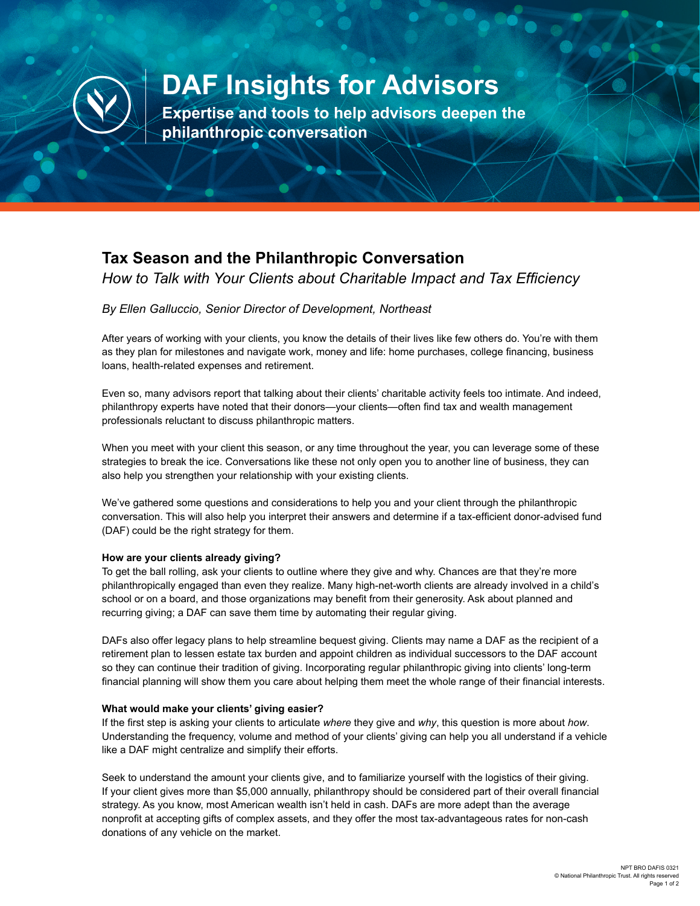# DAF Insights for Advisors

**Expertise and tools to help advisors deepen the philanthropic conversation**

## Tax Season and the Philanthropic Conversation

*How to Talk with Your Clients about Charitable Impact and Tax Efficiency*

*By Ellen Galluccio, Senior Director of Development, Northeast*

After years of working with your clients, you know the details of their lives like few others do. You're with them as they plan for milestones and navigate work, money and life: home purchases, college financing, business loans, health-related expenses and retirement.

Even so, many advisors report that talking about their clients' charitable activity feels too intimate. And indeed, philanthropy experts have noted that their donors—your clients—often find tax and wealth management professionals reluctant to discuss philanthropic matters.

When you meet with your client this season, or any time throughout the year, you can leverage some of these strategies to break the ice. Conversations like these not only open you to another line of business, they can also help you strengthen your relationship with your existing clients.

We've gathered some questions and considerations to help you and your client through the philanthropic conversation. This will also help you interpret their answers and determine if a tax-efficient donor-advised fund (DAF) could be the right strategy for them.

**How are your clients already giving?**

To get the ball rolling, ask your clients to outline where they give and why. Chances are that they're more philanthropically engaged than even they realize. Many high-net-worth clients are already involved in a child's school or on a board, and those organizations may benefit from their generosity. Ask about planned and recurring giving; a DAF can save them time by automating their regular giving.

DAFs also offer legacy plans to help streamline bequest giving. Clients may name a DAF as the recipient of a retirement plan to lessen estate tax burden and appoint children as individual successors to the DAF account so they can continue their tradition of giving. Incorporating regular philanthropic giving into clients' long-term financial planning will show them you care about helping them meet the whole range of their financial interests.

**What would make your clients' giving easier?**

If the first step is asking your clients to articulate *where* they give and *why*, this question is more about *how*. Understanding the frequency, volume and method of your clients' giving can help you all understand if a vehicle like a DAF might centralize and simplify their efforts.

Seek to understand the amount your clients give, and to familiarize yourself with the logistics of their giving. If your client gives more than $5,000 annually, philanthropy should be considered part of their overall financial strategy. As you know, most American wealth isn't held in cash. DAFs are more adept than the average nonprofit at accepting gifts of complex assets, and they offer the most tax-advantageous rates for non-cash donations of any vehicle on the market.

NPT BRO DAFIS 0321
© National Philanthropic Trust. All rights reserved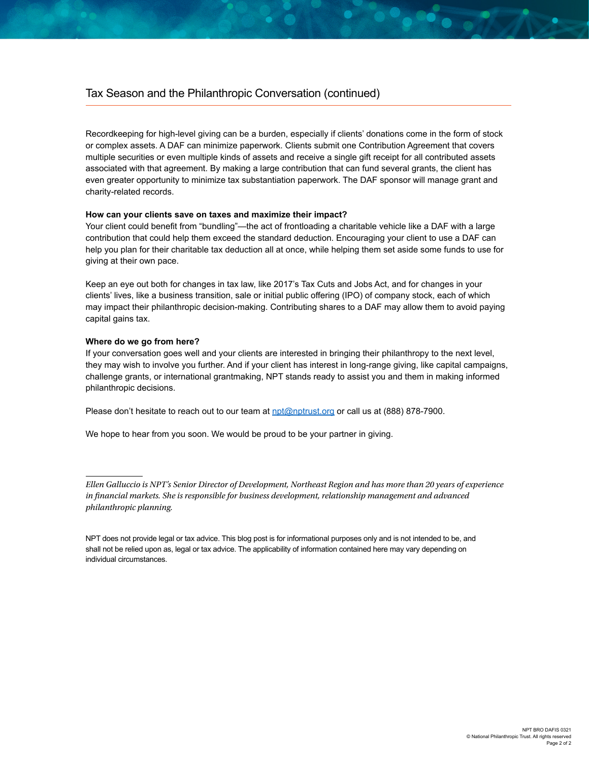## Tax Season and the Philanthropic Conversation (continued)

Recordkeeping for high-level giving can be a burden, especially if clients' donations come in the form of stock or complex assets. A DAF can minimize paperwork. Clients submit one Contribution Agreement that covers multiple securities or even multiple kinds of assets and receive a single gift receipt for all contributed assets associated with that agreement. By making a large contribution that can fund several grants, the client has even greater opportunity to minimize tax substantiation paperwork. The DAF sponsor will manage grant and charity-related records.

**How can your clients save on taxes and maximize their impact?**

Your client could benefit from "bundling"—the act of frontloading a charitable vehicle like a DAF with a large contribution that could help them exceed the standard deduction. Encouraging your client to use a DAF can help you plan for their charitable tax deduction all at once, while helping them set aside some funds to use for giving at their own pace.

Keep an eye out both for changes in tax law, like 2017's Tax Cuts and Jobs Act, and for changes in your clients' lives, like a business transition, sale or initial public offering (IPO) of company stock, each of which may impact their philanthropic decision-making. Contributing shares to a DAF may allow them to avoid paying capital gains tax.

**Where do we go from here?**

If your conversation goes well and your clients are interested in bringing their philanthropy to the next level, they may wish to involve you further. And if your client has interest in long-range giving, like capital campaigns, challenge grants, or international grantmaking, NPT stands ready to assist you and them in making informed philanthropic decisions.

Please don't hesitate to reach out to our team at npt@nptrust.org or call us at (888) 878-7900.

We hope to hear from you soon. We would be proud to be your partner in giving.

---

*Ellen Galluccio is NPT's Senior Director of Development, Northeast Region and has more than 20 years of experience in financial markets. She is responsible for business development, relationship management and advanced philanthropic planning.*

NPT does not provide legal or tax advice. This blog post is for informational purposes only and is not intended to be, and shall not be relied upon as, legal or tax advice. The applicability of information contained here may vary depending on individual circumstances.

NPT BRO DAFIS 0321
© National Philanthropic Trust. All rights reserved